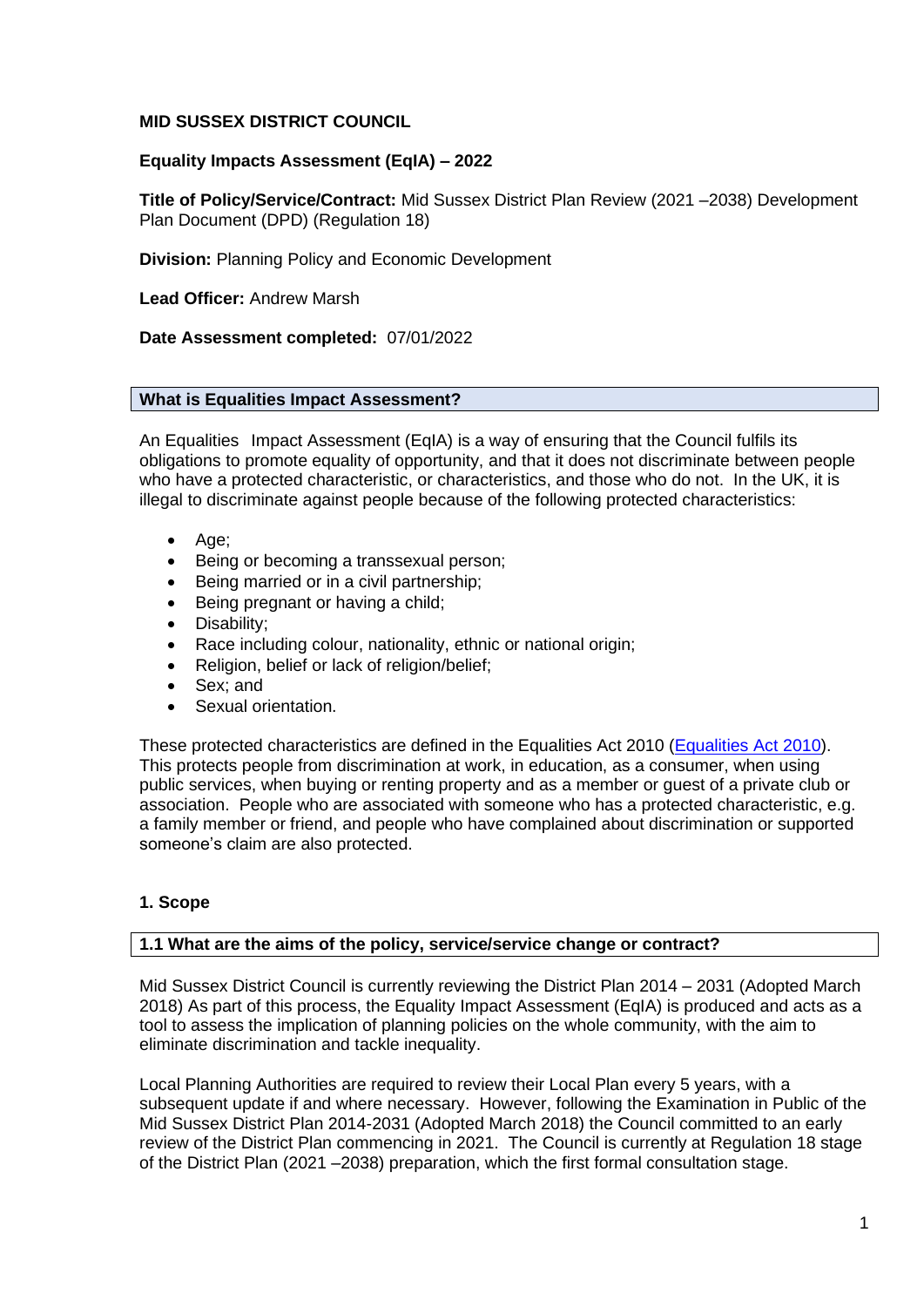**MID SUSSEX DISTRICT COUNCIL**

**Equality Impacts Assessment (EqIA) – 2022**

**Title of Policy/Service/Contract:** Mid Sussex District Plan Review (2021 –2038) Development Plan Document (DPD) (Regulation 18)

**Division:** Planning Policy and Economic Development

**Lead Officer:** Andrew Marsh

**Date Assessment completed:** 07/01/2022

## What is Equalities Impact Assessment?

An Equalities Impact Assessment (EqIA) is a way of ensuring that the Council fulfils its obligations to promote equality of opportunity, and that it does not discriminate between people who have a protected characteristic, or characteristics, and those who do not. In the UK, it is illegal to discriminate against people because of the following protected characteristics:

- Age;
- Being or becoming a transsexual person;
- Being married or in a civil partnership;
- Being pregnant or having a child;
- Disability;
- Race including colour, nationality, ethnic or national origin;
- Religion, belief or lack of religion/belief;
- Sex; and
- Sexual orientation.

These protected characteristics are defined in the Equalities Act 2010 ([Equalities Act 2010](Equalities Act 2010)). This protects people from discrimination at work, in education, as a consumer, when using public services, when buying or renting property and as a member or guest of a private club or association. People who are associated with someone who has a protected characteristic, e.g. a family member or friend, and people who have complained about discrimination or supported someone's claim are also protected.

## 1. Scope

### 1.1 What are the aims of the policy, service/service change or contract?

Mid Sussex District Council is currently reviewing the District Plan 2014 – 2031 (Adopted March 2018) As part of this process, the Equality Impact Assessment (EqIA) is produced and acts as a tool to assess the implication of planning policies on the whole community, with the aim to eliminate discrimination and tackle inequality.

Local Planning Authorities are required to review their Local Plan every 5 years, with a subsequent update if and where necessary. However, following the Examination in Public of the Mid Sussex District Plan 2014-2031 (Adopted March 2018) the Council committed to an early review of the District Plan commencing in 2021. The Council is currently at Regulation 18 stage of the District Plan (2021 –2038) preparation, which the first formal consultation stage.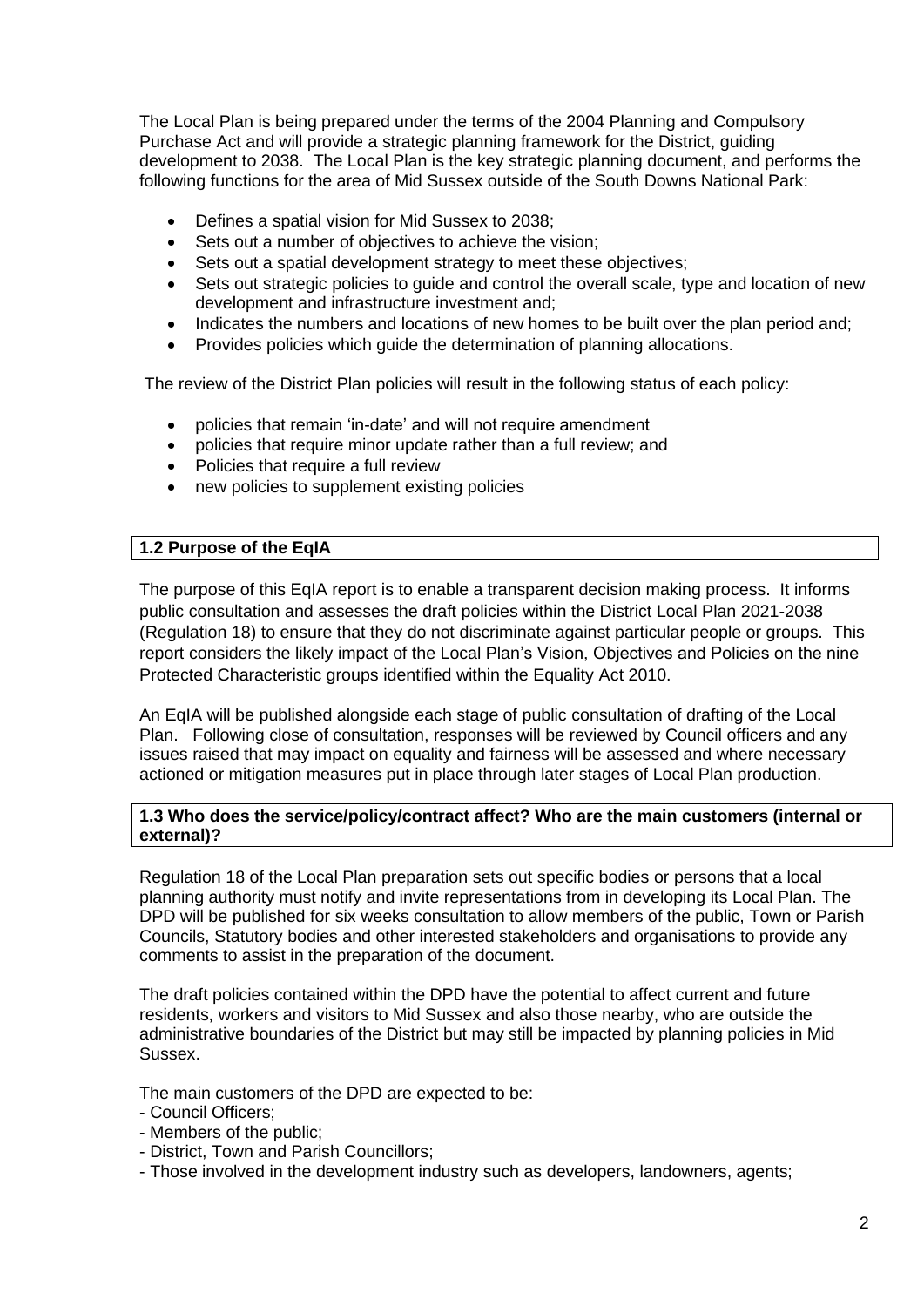The Local Plan is being prepared under the terms of the 2004 Planning and Compulsory Purchase Act and will provide a strategic planning framework for the District, guiding development to 2038. The Local Plan is the key strategic planning document, and performs the following functions for the area of Mid Sussex outside of the South Downs National Park:

- Defines a spatial vision for Mid Sussex to 2038;
- Sets out a number of objectives to achieve the vision;
- Sets out a spatial development strategy to meet these objectives;
- Sets out strategic policies to guide and control the overall scale, type and location of new development and infrastructure investment and;
- Indicates the numbers and locations of new homes to be built over the plan period and;
- Provides policies which guide the determination of planning allocations.

The review of the District Plan policies will result in the following status of each policy:

- policies that remain 'in-date' and will not require amendment
- policies that require minor update rather than a full review; and
- Policies that require a full review
- new policies to supplement existing policies

**1.2 Purpose of the EqIA**

The purpose of this EqIA report is to enable a transparent decision making process. It informs public consultation and assesses the draft policies within the District Local Plan 2021-2038 (Regulation 18) to ensure that they do not discriminate against particular people or groups. This report considers the likely impact of the Local Plan's Vision, Objectives and Policies on the nine Protected Characteristic groups identified within the Equality Act 2010.

An EqIA will be published alongside each stage of public consultation of drafting of the Local Plan. Following close of consultation, responses will be reviewed by Council officers and any issues raised that may impact on equality and fairness will be assessed and where necessary actioned or mitigation measures put in place through later stages of Local Plan production.

**1.3 Who does the service/policy/contract affect? Who are the main customers (internal or external)?**

Regulation 18 of the Local Plan preparation sets out specific bodies or persons that a local planning authority must notify and invite representations from in developing its Local Plan. The DPD will be published for six weeks consultation to allow members of the public, Town or Parish Councils, Statutory bodies and other interested stakeholders and organisations to provide any comments to assist in the preparation of the document.

The draft policies contained within the DPD have the potential to affect current and future residents, workers and visitors to Mid Sussex and also those nearby, who are outside the administrative boundaries of the District but may still be impacted by planning policies in Mid Sussex.

The main customers of the DPD are expected to be:

- Council Officers;
- Members of the public;
- District, Town and Parish Councillors;
- Those involved in the development industry such as developers, landowners, agents;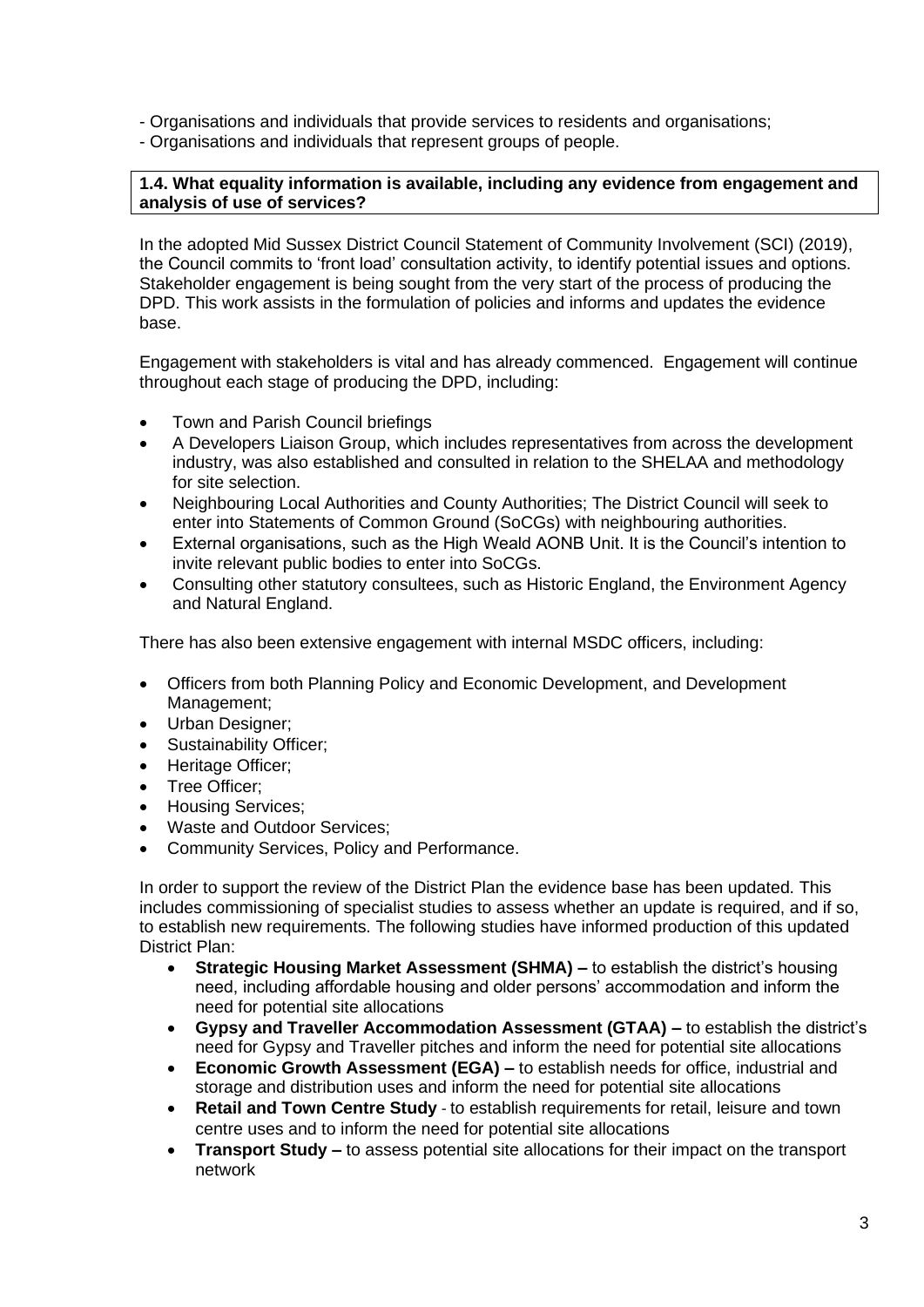- Organisations and individuals that provide services to residents and organisations;
- Organisations and individuals that represent groups of people.

**1.4. What equality information is available, including any evidence from engagement and analysis of use of services?**

In the adopted Mid Sussex District Council Statement of Community Involvement (SCI) (2019), the Council commits to 'front load' consultation activity, to identify potential issues and options. Stakeholder engagement is being sought from the very start of the process of producing the DPD. This work assists in the formulation of policies and informs and updates the evidence base.

Engagement with stakeholders is vital and has already commenced. Engagement will continue throughout each stage of producing the DPD, including:

- Town and Parish Council briefings
- A Developers Liaison Group, which includes representatives from across the development industry, was also established and consulted in relation to the SHELAA and methodology for site selection.
- Neighbouring Local Authorities and County Authorities; The District Council will seek to enter into Statements of Common Ground (SoCGs) with neighbouring authorities.
- External organisations, such as the High Weald AONB Unit. It is the Council's intention to invite relevant public bodies to enter into SoCGs.
- Consulting other statutory consultees, such as Historic England, the Environment Agency and Natural England.

There has also been extensive engagement with internal MSDC officers, including:

- Officers from both Planning Policy and Economic Development, and Development Management;
- Urban Designer;
- Sustainability Officer;
- Heritage Officer;
- Tree Officer;
- Housing Services;
- Waste and Outdoor Services;
- Community Services, Policy and Performance.

In order to support the review of the District Plan the evidence base has been updated. This includes commissioning of specialist studies to assess whether an update is required, and if so, to establish new requirements. The following studies have informed production of this updated District Plan:

- **Strategic Housing Market Assessment (SHMA) –** to establish the district's housing need, including affordable housing and older persons' accommodation and inform the need for potential site allocations
- **Gypsy and Traveller Accommodation Assessment (GTAA) –** to establish the district's need for Gypsy and Traveller pitches and inform the need for potential site allocations
- **Economic Growth Assessment (EGA) –** to establish needs for office, industrial and storage and distribution uses and inform the need for potential site allocations
- **Retail and Town Centre Study** - to establish requirements for retail, leisure and town centre uses and to inform the need for potential site allocations
- **Transport Study –** to assess potential site allocations for their impact on the transport network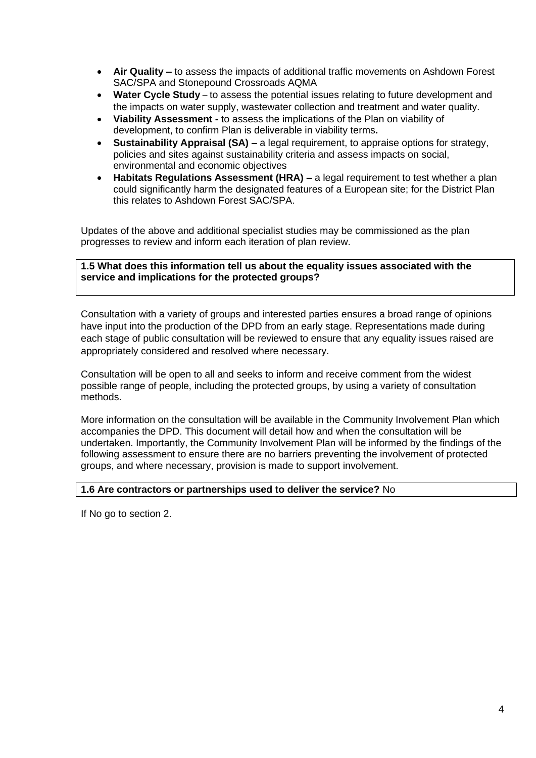- **Air Quality –** to assess the impacts of additional traffic movements on Ashdown Forest SAC/SPA and Stonepound Crossroads AQMA
- **Water Cycle Study** – to assess the potential issues relating to future development and the impacts on water supply, wastewater collection and treatment and water quality.
- **Viability Assessment -** to assess the implications of the Plan on viability of development, to confirm Plan is deliverable in viability terms**.**
- **Sustainability Appraisal (SA) –** a legal requirement, to appraise options for strategy, policies and sites against sustainability criteria and assess impacts on social, environmental and economic objectives
- **Habitats Regulations Assessment (HRA) –** a legal requirement to test whether a plan could significantly harm the designated features of a European site; for the District Plan this relates to Ashdown Forest SAC/SPA.

Updates of the above and additional specialist studies may be commissioned as the plan progresses to review and inform each iteration of plan review.

**1.5 What does this information tell us about the equality issues associated with the service and implications for the protected groups?**

Consultation with a variety of groups and interested parties ensures a broad range of opinions have input into the production of the DPD from an early stage. Representations made during each stage of public consultation will be reviewed to ensure that any equality issues raised are appropriately considered and resolved where necessary.

Consultation will be open to all and seeks to inform and receive comment from the widest possible range of people, including the protected groups, by using a variety of consultation methods.

More information on the consultation will be available in the Community Involvement Plan which accompanies the DPD. This document will detail how and when the consultation will be undertaken. Importantly, the Community Involvement Plan will be informed by the findings of the following assessment to ensure there are no barriers preventing the involvement of protected groups, and where necessary, provision is made to support involvement.

**1.6 Are contractors or partnerships used to deliver the service?** No

If No go to section 2.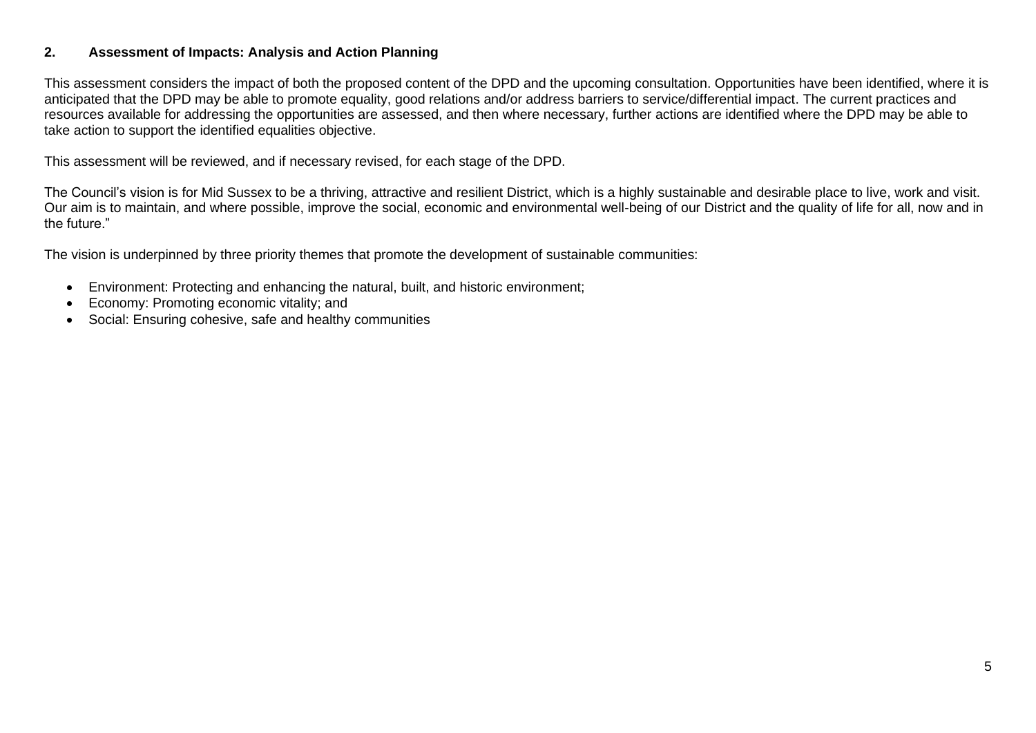## 2. Assessment of Impacts: Analysis and Action Planning

This assessment considers the impact of both the proposed content of the DPD and the upcoming consultation. Opportunities have been identified, where it is anticipated that the DPD may be able to promote equality, good relations and/or address barriers to service/differential impact. The current practices and resources available for addressing the opportunities are assessed, and then where necessary, further actions are identified where the DPD may be able to take action to support the identified equalities objective.

This assessment will be reviewed, and if necessary revised, for each stage of the DPD.

The Council's vision is for Mid Sussex to be a thriving, attractive and resilient District, which is a highly sustainable and desirable place to live, work and visit. Our aim is to maintain, and where possible, improve the social, economic and environmental well-being of our District and the quality of life for all, now and in the future."

The vision is underpinned by three priority themes that promote the development of sustainable communities:

- Environment: Protecting and enhancing the natural, built, and historic environment;
- Economy: Promoting economic vitality; and
- Social: Ensuring cohesive, safe and healthy communities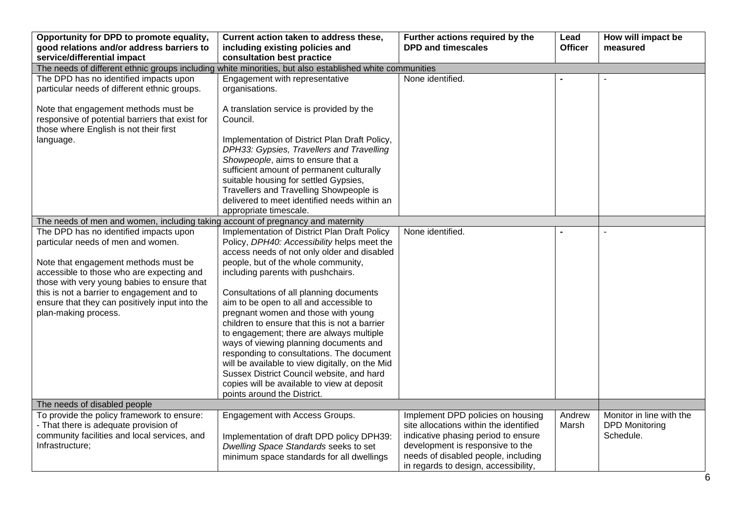| Opportunity for DPD to promote equality, good relations and/or address barriers to service/differential impact | Current action taken to address these, including existing policies and consultation best practice | Further actions required by the DPD and timescales | Lead Officer | How will impact be measured |
|---|---|---|---|---|
| The needs of different ethnic groups including white minorities, but also established white communities | | | | |
| The DPD has no identified impacts upon particular needs of different ethnic groups.<br><br>Note that engagement methods must be responsive of potential barriers that exist for those where English is not their first language. | Engagement with representative organisations.<br><br>A translation service is provided by the Council.<br><br>Implementation of District Plan Draft Policy, *DPH33: Gypsies, Travellers and Travelling Showpeople*, aims to ensure that a sufficient amount of permanent culturally suitable housing for settled Gypsies, Travellers and Travelling Showpeople is delivered to meet identified needs within an appropriate timescale. | None identified. | - | - |
| The needs of men and women, including taking account of pregnancy and maternity | | | | |
| The DPD has no identified impacts upon particular needs of men and women.<br><br>Note that engagement methods must be accessible to those who are expecting and those with very young babies to ensure that this is not a barrier to engagement and to ensure that they can positively input into the plan-making process. | Implementation of District Plan Draft Policy Policy, *DPH40: Accessibility* helps meet the access needs of not only older and disabled people, but of the whole community, including parents with pushchairs.<br><br>Consultations of all planning documents aim to be open to all and accessible to pregnant women and those with young children to ensure that this is not a barrier to engagement; there are always multiple ways of viewing planning documents and responding to consultations. The document will be available to view digitally, on the Mid Sussex District Council website, and hard copies will be available to view at deposit points around the District. | None identified. | - | - |
| The needs of disabled people | | | | |
| To provide the policy framework to ensure:<br>- That there is adequate provision of community facilities and local services, and Infrastructure; | Engagement with Access Groups.<br><br>Implementation of draft DPD policy DPH39: *Dwelling Space Standards* seeks to set minimum space standards for all dwellings | Implement DPD policies on housing site allocations within the identified indicative phasing period to ensure development is responsive to the needs of disabled people, including in regards to design, accessibility, | Andrew Marsh | Monitor in line with the DPD Monitoring Schedule. |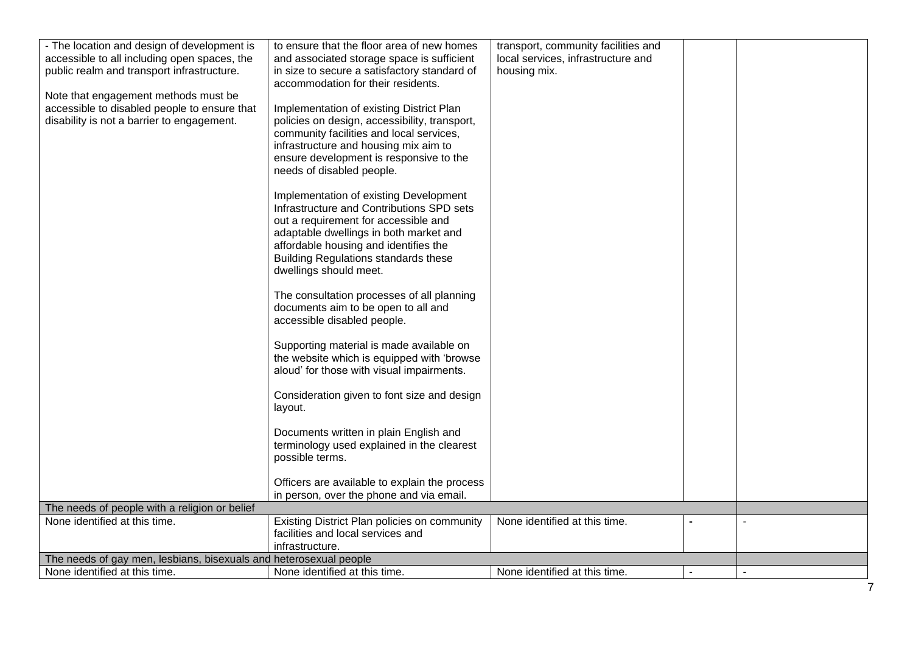| | | | | |
|---|---|---|---|---|
| - The location and design of development is accessible to all including open spaces, the public realm and transport infrastructure.<br><br>Note that engagement methods must be accessible to disabled people to ensure that disability is not a barrier to engagement. | to ensure that the floor area of new homes and associated storage space is sufficient in size to secure a satisfactory standard of accommodation for their residents.<br><br>Implementation of existing District Plan policies on design, accessibility, transport, community facilities and local services, infrastructure and housing mix aim to ensure development is responsive to the needs of disabled people.<br><br>Implementation of existing Development Infrastructure and Contributions SPD sets out a requirement for accessible and adaptable dwellings in both market and affordable housing and identifies the Building Regulations standards these dwellings should meet.<br><br>The consultation processes of all planning documents aim to be open to all and accessible disabled people.<br><br>Supporting material is made available on the website which is equipped with 'browse aloud' for those with visual impairments.<br><br>Consideration given to font size and design layout.<br><br>Documents written in plain English and terminology used explained in the clearest possible terms.<br><br>Officers are available to explain the process in person, over the phone and via email. | transport, community facilities and local services, infrastructure and housing mix. | | |
| The needs of people with a religion or belief | | | | |
| None identified at this time. | Existing District Plan policies on community facilities and local services and infrastructure. | None identified at this time. | - | - |
| The needs of gay men, lesbians, bisexuals and heterosexual people | | | | |
| None identified at this time. | None identified at this time. | None identified at this time. | - | - |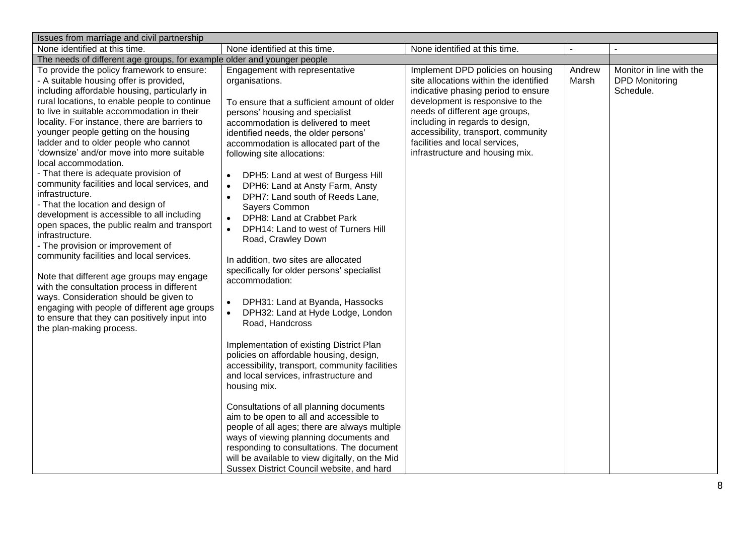| | | | | |
|---|---|---|---|---|
| Issues from marriage and civil partnership | | | | |
| None identified at this time. | None identified at this time. | None identified at this time. | - | - |
| The needs of different age groups, for example older and younger people | | | | |
| To provide the policy framework to ensure:<br>- A suitable housing offer is provided, including affordable housing, particularly in rural locations, to enable people to continue to live in suitable accommodation in their locality. For instance, there are barriers to younger people getting on the housing ladder and to older people who cannot 'downsize' and/or move into more suitable local accommodation.<br>- That there is adequate provision of community facilities and local services, and infrastructure.<br>- That the location and design of development is accessible to all including open spaces, the public realm and transport infrastructure.<br>- The provision or improvement of community facilities and local services.<br><br>Note that different age groups may engage with the consultation process in different ways. Consideration should be given to engaging with people of different age groups to ensure that they can positively input into the plan-making process. | Engagement with representative organisations.<br><br>To ensure that a sufficient amount of older persons' housing and specialist accommodation is delivered to meet identified needs, the older persons' accommodation is allocated part of the following site allocations:<br><br>• DPH5: Land at west of Burgess Hill<br>• DPH6: Land at Ansty Farm, Ansty<br>• DPH7: Land south of Reeds Lane, Sayers Common<br>• DPH8: Land at Crabbet Park<br>• DPH14: Land to west of Turners Hill Road, Crawley Down<br><br>In addition, two sites are allocated specifically for older persons' specialist accommodation:<br><br>• DPH31: Land at Byanda, Hassocks<br>• DPH32: Land at Hyde Lodge, London Road, Handcross<br><br>Implementation of existing District Plan policies on affordable housing, design, accessibility, transport, community facilities and local services, infrastructure and housing mix.<br><br>Consultations of all planning documents aim to be open to all and accessible to people of all ages; there are always multiple ways of viewing planning documents and responding to consultations. The document will be available to view digitally, on the Mid Sussex District Council website, and hard | Implement DPD policies on housing site allocations within the identified indicative phasing period to ensure development is responsive to the needs of different age groups, including in regards to design, accessibility, transport, community facilities and local services, infrastructure and housing mix. | Andrew Marsh | Monitor in line with the DPD Monitoring Schedule. |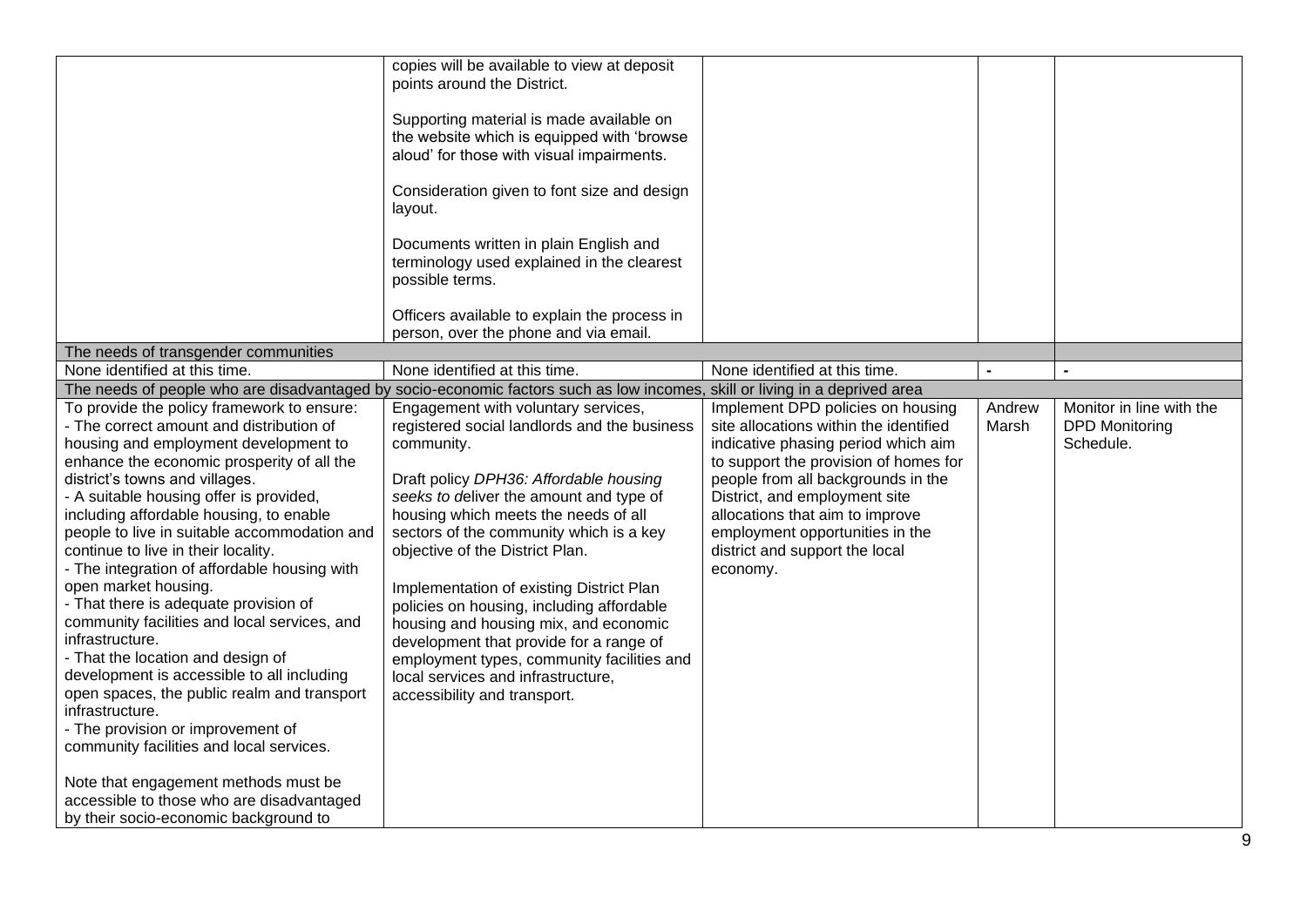| | | | | |
|---|---|---|---|---|
| | copies will be available to view at deposit points around the District.<br><br>Supporting material is made available on the website which is equipped with 'browse aloud' for those with visual impairments.<br><br>Consideration given to font size and design layout.<br><br>Documents written in plain English and terminology used explained in the clearest possible terms.<br><br>Officers available to explain the process in person, over the phone and via email. | | | |
| The needs of transgender communities | | | | |
| None identified at this time. | None identified at this time. | None identified at this time. | - | - |
| The needs of people who are disadvantaged by socio-economic factors such as low incomes, skill or living in a deprived area | | | | |
| To provide the policy framework to ensure:<br>- The correct amount and distribution of housing and employment development to enhance the economic prosperity of all the district's towns and villages.<br>- A suitable housing offer is provided, including affordable housing, to enable people to live in suitable accommodation and continue to live in their locality.<br>- The integration of affordable housing with open market housing.<br>- That there is adequate provision of community facilities and local services, and infrastructure.<br>- That the location and design of development is accessible to all including open spaces, the public realm and transport infrastructure.<br>- The provision or improvement of community facilities and local services.<br><br>Note that engagement methods must be accessible to those who are disadvantaged by their socio-economic background to | Engagement with voluntary services, registered social landlords and the business community.<br><br>Draft policy *DPH36: Affordable housing seeks to d*eliver the amount and type of housing which meets the needs of all sectors of the community which is a key objective of the District Plan.<br><br>Implementation of existing District Plan policies on housing, including affordable housing and housing mix, and economic development that provide for a range of employment types, community facilities and local services and infrastructure, accessibility and transport. | Implement DPD policies on housing site allocations within the identified indicative phasing period which aim to support the provision of homes for people from all backgrounds in the District, and employment site allocations that aim to improve employment opportunities in the district and support the local economy. | Andrew Marsh | Monitor in line with the DPD Monitoring Schedule. |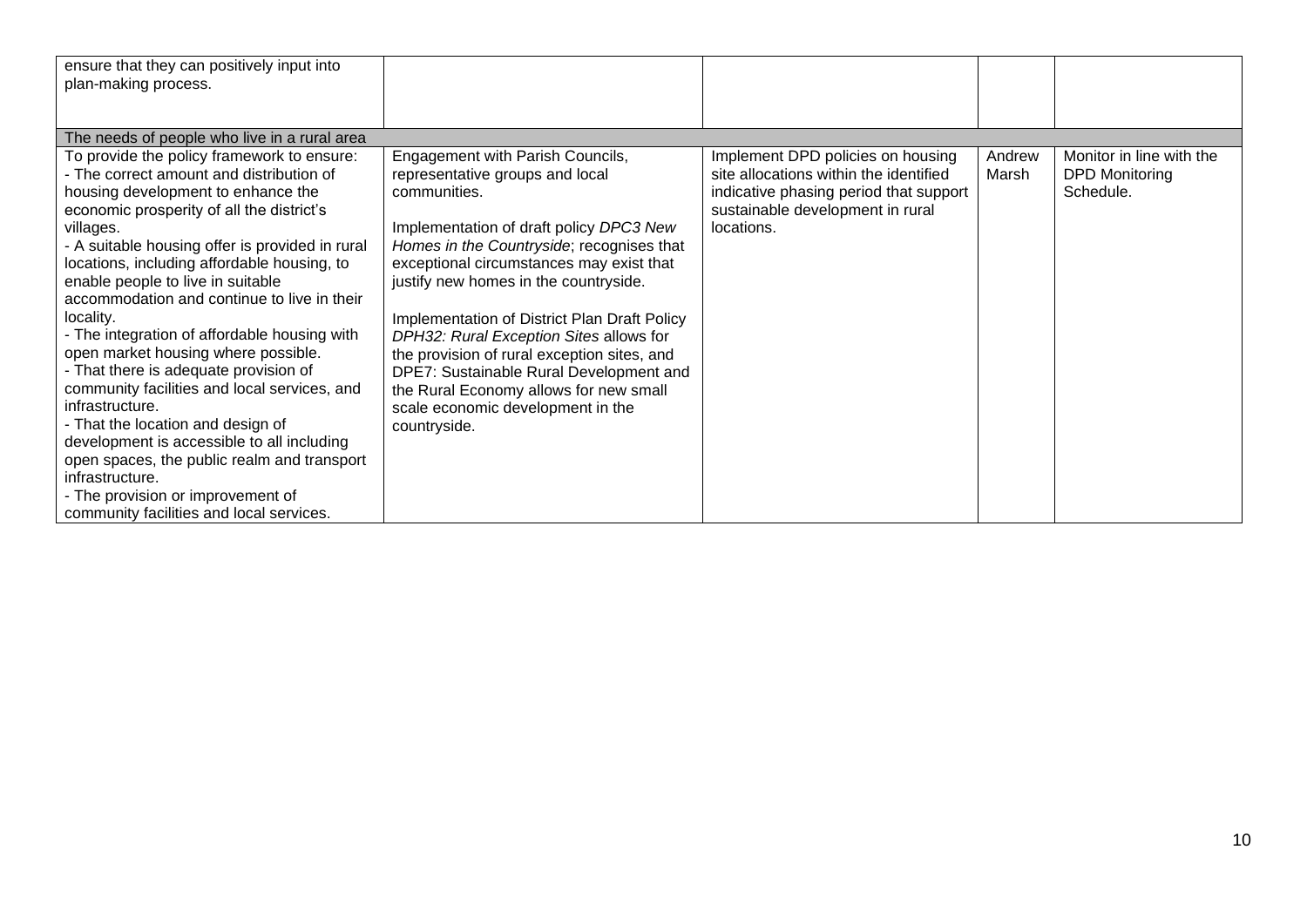| | | | | |
|---|---|---|---|---|
| ensure that they can positively input into plan-making process. | | | | |
| The needs of people who live in a rural area | | | | |
| To provide the policy framework to ensure:<br>- The correct amount and distribution of housing development to enhance the economic prosperity of all the district's villages.<br>- A suitable housing offer is provided in rural locations, including affordable housing, to enable people to live in suitable accommodation and continue to live in their locality.<br>- The integration of affordable housing with open market housing where possible.<br>- That there is adequate provision of community facilities and local services, and infrastructure.<br>- That the location and design of development is accessible to all including open spaces, the public realm and transport infrastructure.<br>- The provision or improvement of community facilities and local services. | Engagement with Parish Councils, representative groups and local communities.<br><br>Implementation of draft policy *DPC3 New Homes in the Countryside*; recognises that exceptional circumstances may exist that justify new homes in the countryside.<br><br>Implementation of District Plan Draft Policy *DPH32: Rural Exception Sites* allows for the provision of rural exception sites, and DPE7: Sustainable Rural Development and the Rural Economy allows for new small scale economic development in the countryside. | Implement DPD policies on housing site allocations within the identified indicative phasing period that support sustainable development in rural locations. | Andrew Marsh | Monitor in line with the DPD Monitoring Schedule. |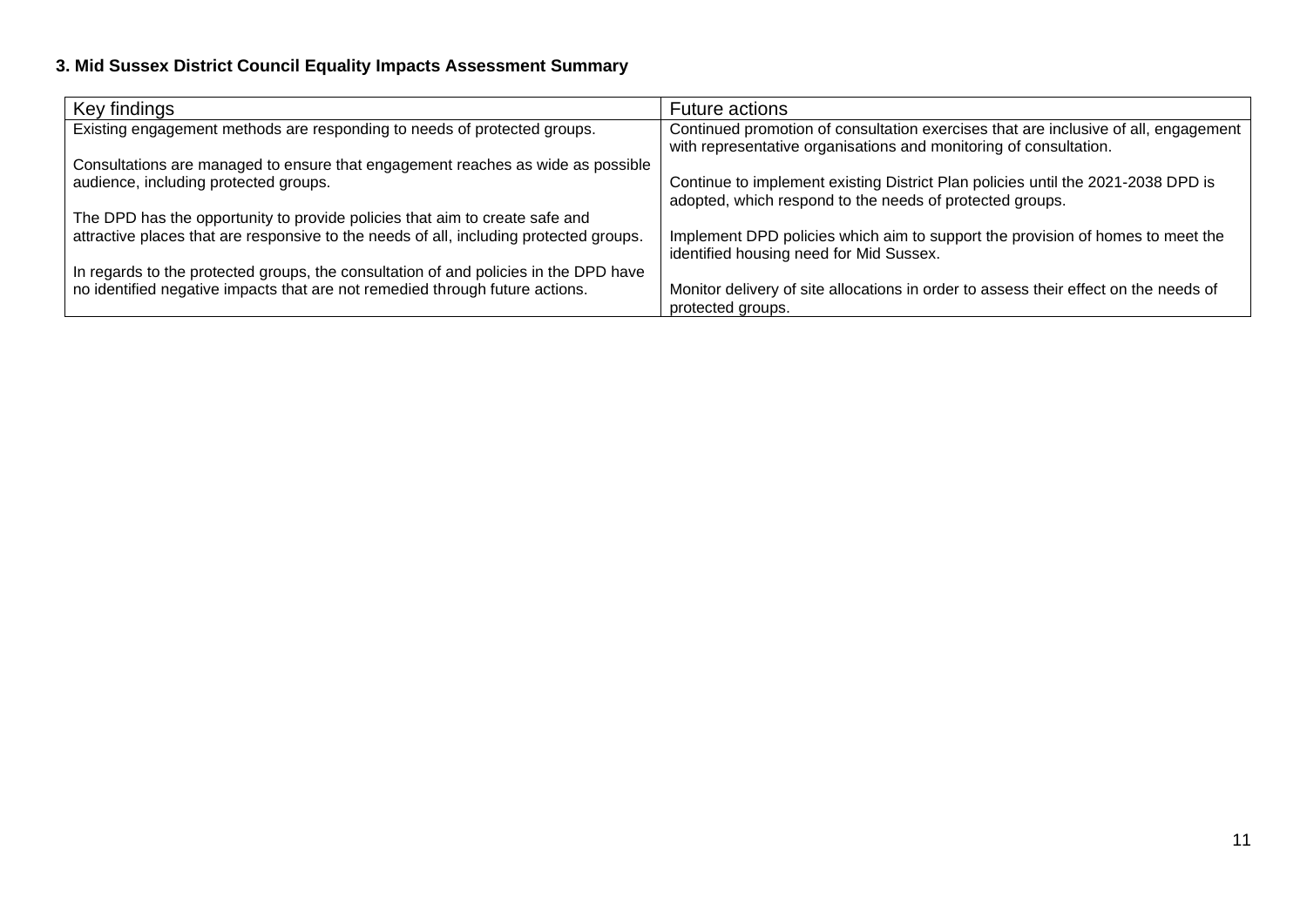**3. Mid Sussex District Council Equality Impacts Assessment Summary**

| Key findings | Future actions |
|---|---|
| Existing engagement methods are responding to needs of protected groups.<br><br>Consultations are managed to ensure that engagement reaches as wide as possible audience, including protected groups.<br><br>The DPD has the opportunity to provide policies that aim to create safe and attractive places that are responsive to the needs of all, including protected groups.<br><br>In regards to the protected groups, the consultation of and policies in the DPD have no identified negative impacts that are not remedied through future actions. | Continued promotion of consultation exercises that are inclusive of all, engagement with representative organisations and monitoring of consultation.<br><br>Continue to implement existing District Plan policies until the 2021-2038 DPD is adopted, which respond to the needs of protected groups.<br><br>Implement DPD policies which aim to support the provision of homes to meet the identified housing need for Mid Sussex.<br><br>Monitor delivery of site allocations in order to assess their effect on the needs of protected groups. |